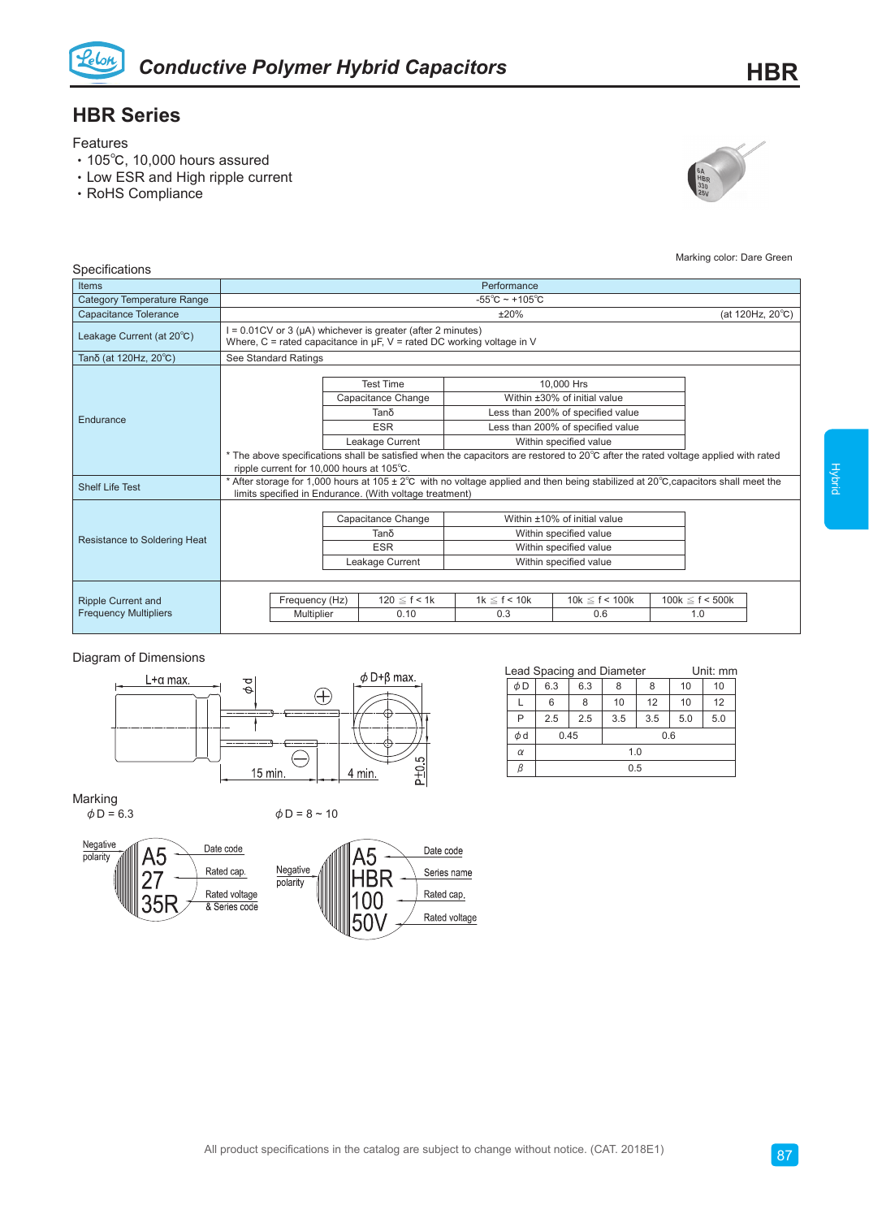# Conductive Polymer Hybrid Capacitors

## HBR Series

Features
- 105℃, 10,000 hours assured
- Low ESR and High ripple current
- RoHS Compliance

Marking color: Dare Green

### Specifications

| Items | Performance |
|---|---|
| Category Temperature Range | -55℃ ~ +105℃ |
| Capacitance Tolerance | ±20% (at 120Hz, 20℃) |
| Leakage Current (at 20℃) | I = 0.01CV or 3 (μA) whichever is greater (after 2 minutes)<br>Where, C = rated capacitance in μF, V = rated DC working voltage in V |
| Tanδ (at 120Hz, 20℃) | See Standard Ratings |
| Endurance | Test Time: 10,000 Hrs<br>Capacitance Change: Within ±30% of initial value<br>Tanδ: Less than 200% of specified value<br>ESR: Less than 200% of specified value<br>Leakage Current: Within specified value<br>* The above specifications shall be satisfied when the capacitors are restored to 20℃ after the rated voltage applied with rated ripple current for 10,000 hours at 105℃. |
| Shelf Life Test | * After storage for 1,000 hours at 105 ± 2℃ with no voltage applied and then being stabilized at 20℃,capacitors shall meet the limits specified in Endurance. (With voltage treatment) |
| Resistance to Soldering Heat | Capacitance Change: Within ±10% of initial value<br>Tanδ: Within specified value<br>ESR: Within specified value<br>Leakage Current: Within specified value |
| Ripple Current and Frequency Multipliers | see table below |

Ripple Current and Frequency Multipliers

| Frequency (Hz) | 120 ≦ f < 1k | 1k ≦ f < 10k | 10k ≦ f < 100k | 100k ≦ f < 500k |
|---|---|---|---|---|
| Multiplier | 0.10 | 0.3 | 0.6 | 1.0 |

### Diagram of Dimensions

L+α max. ; φd ; φ D+β max. ; 15 min. ; 4 min. ; P±0.5

Lead Spacing and Diameter — Unit: mm

| φD | 6.3 | 6.3 | 8 | 8 | 10 | 10 |
|---|---|---|---|---|---|---|
| L | 6 | 8 | 10 | 12 | 10 | 12 |
| P | 2.5 | 2.5 | 3.5 | 3.5 | 5.0 | 5.0 |
| φd | 0.45 | | 0.6 | | | |
| α | 1.0 | | | | | |
| β | 0.5 | | | | | |

### Marking

φD = 6.3

A5 / 27 / 35R — Negative polarity; Date code; Rated cap.; Rated voltage & Series code

φD = 8 ~ 10

A5 / HBR / 100 / 50V — Negative polarity; Date code; Series name; Rated cap.; Rated voltage

All product specifications in the catalog are subject to change without notice. (CAT. 2018E1)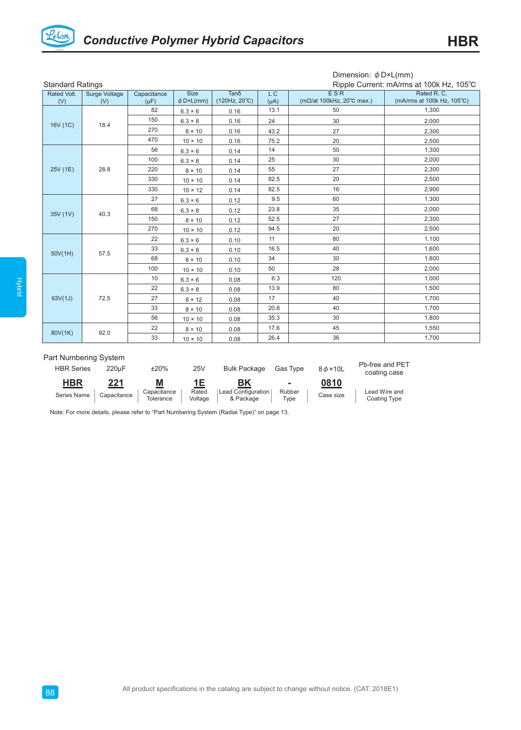# Conductive Polymer Hybrid Capacitors

**HBR**

Dimension: ϕD×L(mm)

Standard Ratings

Ripple Current: mA/rms at 100k Hz, 105℃

| Rated Volt. (V) | Surge Voltage (V) | Capacitance (μF) | Size ϕD×L(mm) | Tanδ (120Hz, 20℃) | LC (μA) | ESR (mΩ/at 100kHz, 20℃ max.) | Rated R. C. (mA/rms at 100k Hz, 105℃) |
|---|---|---|---|---|---|---|---|
| 16V (1C) | 18.4 | 82 | 6.3 × 6 | 0.16 | 13.1 | 50 | 1,300 |
| | | 150 | 6.3 × 8 | 0.16 | 24 | 30 | 2,000 |
| | | 270 | 8 × 10 | 0.16 | 43.2 | 27 | 2,300 |
| | | 470 | 10 × 10 | 0.16 | 75.2 | 20 | 2,500 |
| 25V (1E) | 28.8 | 56 | 6.3 × 6 | 0.14 | 14 | 50 | 1,300 |
| | | 100 | 6.3 × 8 | 0.14 | 25 | 30 | 2,000 |
| | | 220 | 8 × 10 | 0.14 | 55 | 27 | 2,300 |
| | | 330 | 10 × 10 | 0.14 | 82.5 | 20 | 2,500 |
| | | 330 | 10 × 12 | 0.14 | 82.5 | 16 | 2,900 |
| 35V (1V) | 40.3 | 27 | 6.3 × 6 | 0.12 | 9.5 | 60 | 1,300 |
| | | 68 | 6.3 × 8 | 0.12 | 23.8 | 35 | 2,000 |
| | | 150 | 8 × 10 | 0.12 | 52.5 | 27 | 2,300 |
| | | 270 | 10 × 10 | 0.12 | 94.5 | 20 | 2,500 |
| 50V(1H) | 57.5 | 22 | 6.3 × 6 | 0.10 | 11 | 80 | 1,100 |
| | | 33 | 6.3 × 8 | 0.10 | 16.5 | 40 | 1,600 |
| | | 68 | 8 × 10 | 0.10 | 34 | 30 | 1,800 |
| | | 100 | 10 × 10 | 0.10 | 50 | 28 | 2,000 |
| 63V(1J) | 72.5 | 10 | 6.3 × 6 | 0.08 | 6.3 | 120 | 1,000 |
| | | 22 | 6.3 × 8 | 0.08 | 13.9 | 80 | 1,500 |
| | | 27 | 8 × 12 | 0.08 | 17 | 40 | 1,700 |
| | | 33 | 8 × 10 | 0.08 | 20.8 | 40 | 1,700 |
| | | 56 | 10 × 10 | 0.08 | 35.3 | 30 | 1,800 |
| 80V(1K) | 92.0 | 22 | 8 × 10 | 0.08 | 17.6 | 45 | 1,550 |
| | | 33 | 10 × 10 | 0.08 | 26.4 | 36 | 1,700 |

## Part Numbering System

| HBR Series | 220μF | ±20% | 25V | Bulk Package | Gas Type | 8ϕ×10L | Pb-free and PET coating case |
|---|---|---|---|---|---|---|---|
| **HBR** | **221** | **M** | **1E** | **BK** | **-** | **0810** | |
| Series Name | Capacitance | Capacitance Tolerance | Rated Voltage | Lead Configuration & Package | Rubber Type | Case size | Lead Wire and Coating Type |

Note: For more details, please refer to "Part Numbering System (Radial Type)" on page 13.

All product specifications in the catalog are subject to change without notice. (CAT. 2018E1)